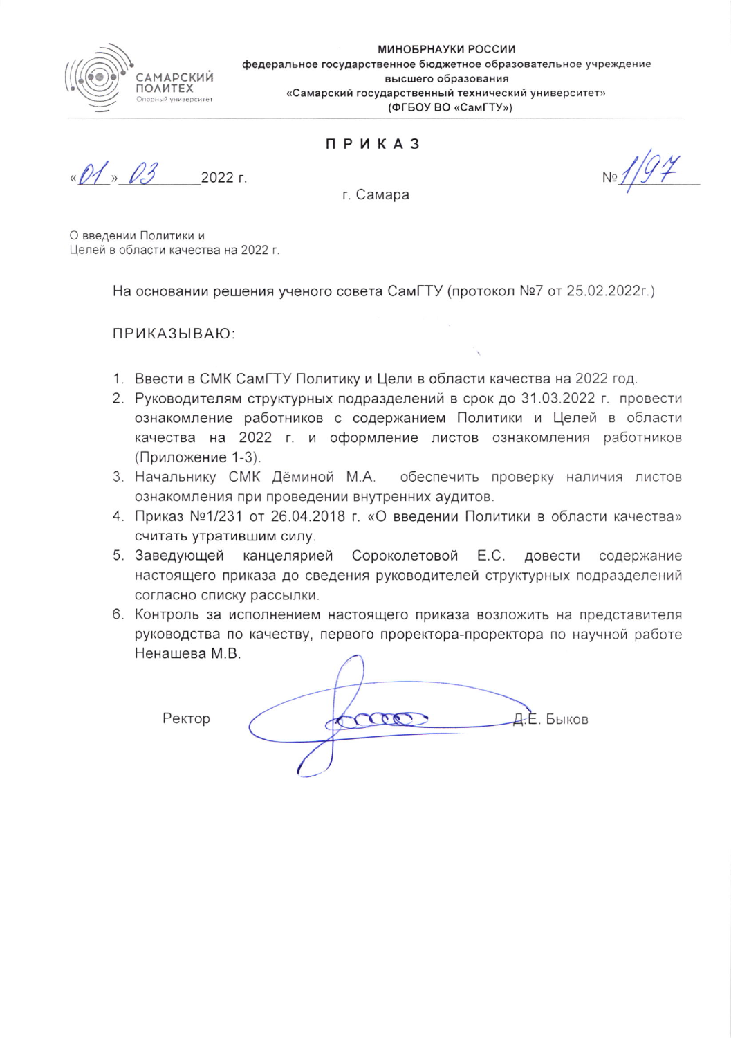САМАРСКИЙ ПОЛИТЕХ
Опорный университет

**МИНОБРНАУКИ РОССИИ**
**федеральное государственное бюджетное образовательное учреждение высшего образования**
**«Самарский государственный технический университет»**
**(ФГБОУ ВО «СамГТУ»)**

# ПРИКАЗ

«01» 03 2022 г. №1/97

г. Самара

О введении Политики и
Целей в области качества на 2022 г.

На основании решения ученого совета СамГТУ (протокол №7 от 25.02.2022г.)

ПРИКАЗЫВАЮ:

1. Ввести в СМК СамГТУ Политику и Цели в области качества на 2022 год.
2. Руководителям структурных подразделений в срок до 31.03.2022 г. провести ознакомление работников с содержанием Политики и Целей в области качества на 2022 г. и оформление листов ознакомления работников (Приложение 1-3).
3. Начальнику СМК Дёминой М.А. обеспечить проверку наличия листов ознакомления при проведении внутренних аудитов.
4. Приказ №1/231 от 26.04.2018 г. «О введении Политики в области качества» считать утратившим силу.
5. Заведующей канцелярией Сороколетовой Е.С. довести содержание настоящего приказа до сведения руководителей структурных подразделений согласно списку рассылки.
6. Контроль за исполнением настоящего приказа возложить на представителя руководства по качеству, первого проректора-проректора по научной работе Ненашева М.В.

Ректор Д.Е. Быков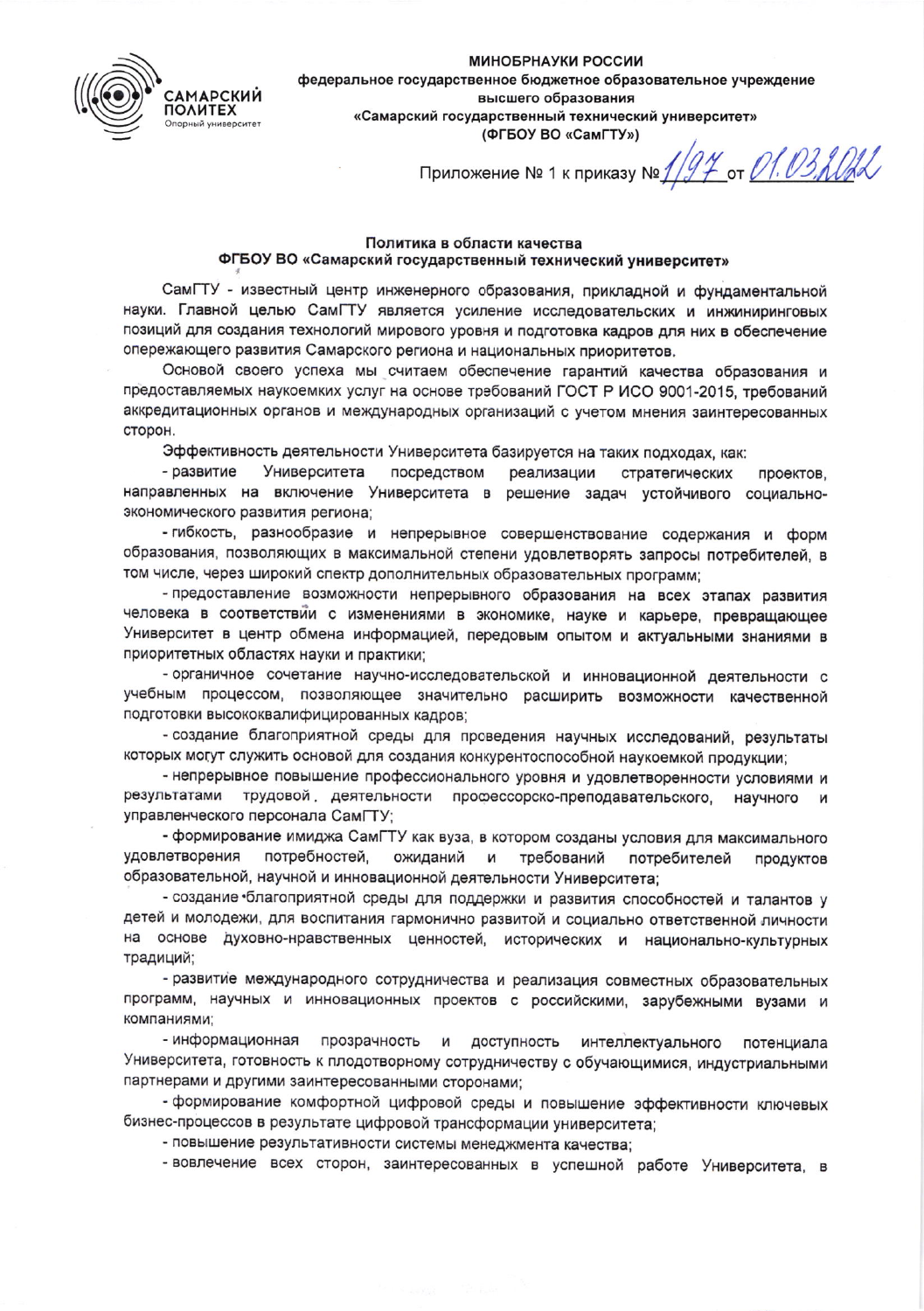МИНОБРНАУКИ РОССИИ
федеральное государственное бюджетное образовательное учреждение
высшего образования
«Самарский государственный технический университет»
(ФГБОУ ВО «СамГТУ»)

САМАРСКИЙ ПОЛИТЕХ
Опорный университет

Приложение № 1 к приказу № 1/97 от 01.03.2022

## Политика в области качества
## ФГБОУ ВО «Самарский государственный технический университет»

СамГТУ - известный центр инженерного образования, прикладной и фундаментальной науки. Главной целью СамГТУ является усиление исследовательских и инжиниринговых позиций для создания технологий мирового уровня и подготовка кадров для них в обеспечение опережающего развития Самарского региона и национальных приоритетов.

Основой своего успеха мы считаем обеспечение гарантий качества образования и предоставляемых наукоемких услуг на основе требований ГОСТ Р ИСО 9001-2015, требований аккредитационных органов и международных организаций с учетом мнения заинтересованных сторон.

Эффективность деятельности Университета базируется на таких подходах, как:

- развитие Университета посредством реализации стратегических проектов, направленных на включение Университета в решение задач устойчивого социально-экономического развития региона;
- гибкость, разнообразие и непрерывное совершенствование содержания и форм образования, позволяющих в максимальной степени удовлетворять запросы потребителей, в том числе, через широкий спектр дополнительных образовательных программ;
- предоставление возможности непрерывного образования на всех этапах развития человека в соответствии с изменениями в экономике, науке и карьере, превращающее Университет в центр обмена информацией, передовым опытом и актуальными знаниями в приоритетных областях науки и практики;
- органичное сочетание научно-исследовательской и инновационной деятельности с учебным процессом, позволяющее значительно расширить возможности качественной подготовки высококвалифицированных кадров;
- создание благоприятной среды для проведения научных исследований, результаты которых могут служить основой для создания конкурентоспособной наукоемкой продукции;
- непрерывное повышение профессионального уровня и удовлетворенности условиями и результатами трудовой деятельности профессорско-преподавательского, научного и управленческого персонала СамГТУ;
- формирование имиджа СамГТУ как вуза, в котором созданы условия для максимального удовлетворения потребностей, ожиданий и требований потребителей продуктов образовательной, научной и инновационной деятельности Университета;
- создание благоприятной среды для поддержки и развития способностей и талантов у детей и молодежи, для воспитания гармонично развитой и социально ответственной личности на основе духовно-нравственных ценностей, исторических и национально-культурных традиций;
- развитие международного сотрудничества и реализация совместных образовательных программ, научных и инновационных проектов с российскими, зарубежными вузами и компаниями;
- информационная прозрачность и доступность интеллектуального потенциала Университета, готовность к плодотворному сотрудничеству с обучающимися, индустриальными партнерами и другими заинтересованными сторонами;
- формирование комфортной цифровой среды и повышение эффективности ключевых бизнес-процессов в результате цифровой трансформации университета;
- повышение результативности системы менеджмента качества;
- вовлечение всех сторон, заинтересованных в успешной работе Университета, в